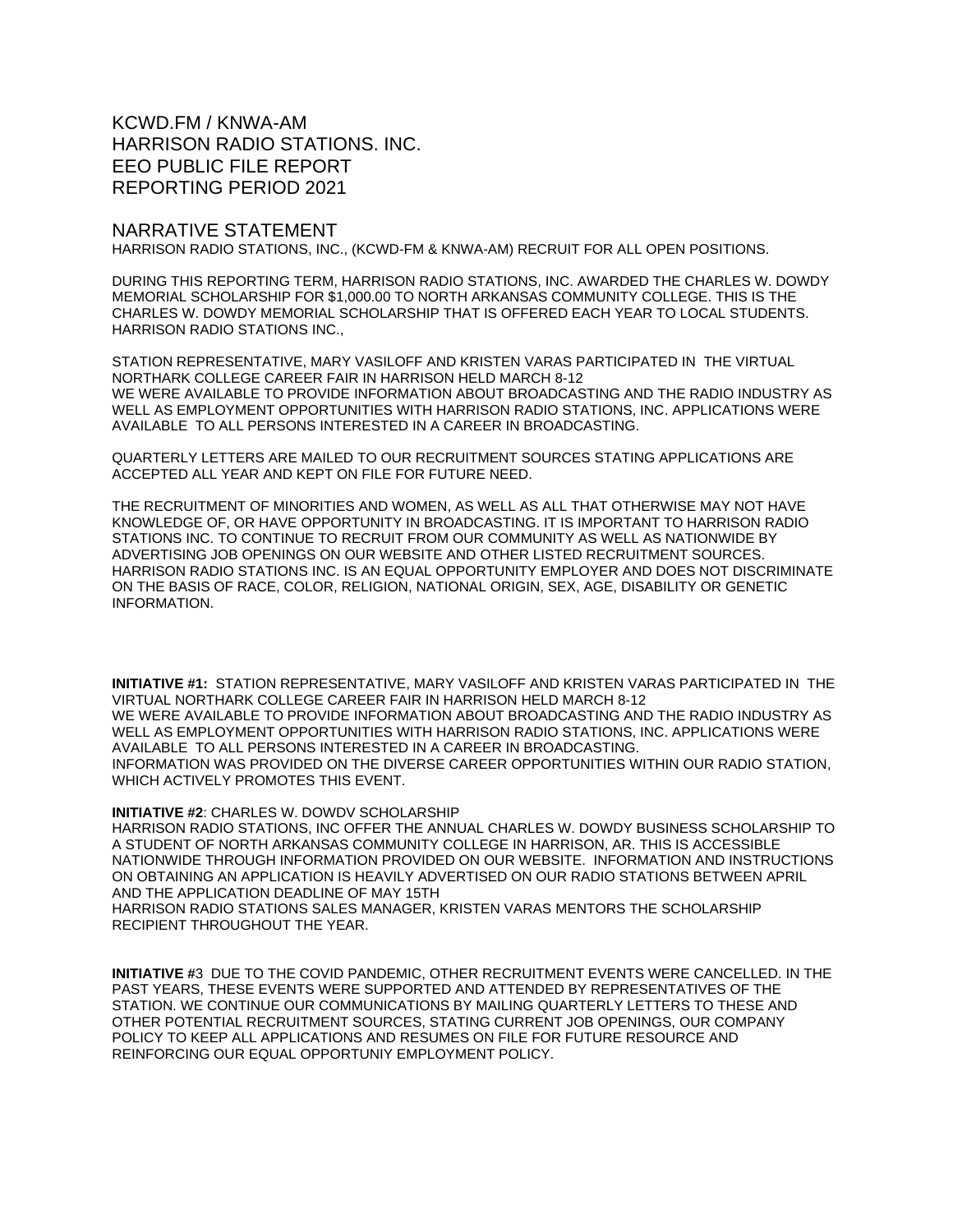# KCWD.FM / KNWA-AM
# HARRISON RADIO STATIONS. INC.
# EEO PUBLIC FILE REPORT
# REPORTING PERIOD 2021

## NARRATIVE STATEMENT

HARRISON RADIO STATIONS, INC., (KCWD-FM & KNWA-AM) RECRUIT FOR ALL OPEN POSITIONS.

DURING THIS REPORTING TERM, HARRISON RADIO STATIONS, INC. AWARDED THE CHARLES W. DOWDY MEMORIAL SCHOLARSHIP FOR $1,000.00 TO NORTH ARKANSAS COMMUNITY COLLEGE. THIS IS THE CHARLES W. DOWDY MEMORIAL SCHOLARSHIP THAT IS OFFERED EACH YEAR TO LOCAL STUDENTS. HARRISON RADIO STATIONS INC.,

STATION REPRESENTATIVE, MARY VASILOFF AND KRISTEN VARAS PARTICIPATED IN THE VIRTUAL NORTHARK COLLEGE CAREER FAIR IN HARRISON HELD MARCH 8-12
WE WERE AVAILABLE TO PROVIDE INFORMATION ABOUT BROADCASTING AND THE RADIO INDUSTRY AS WELL AS EMPLOYMENT OPPORTUNITIES WITH HARRISON RADIO STATIONS, INC. APPLICATIONS WERE AVAILABLE TO ALL PERSONS INTERESTED IN A CAREER IN BROADCASTING.

QUARTERLY LETTERS ARE MAILED TO OUR RECRUITMENT SOURCES STATING APPLICATIONS ARE ACCEPTED ALL YEAR AND KEPT ON FILE FOR FUTURE NEED.

THE RECRUITMENT OF MINORITIES AND WOMEN, AS WELL AS ALL THAT OTHERWISE MAY NOT HAVE KNOWLEDGE OF, OR HAVE OPPORTUNITY IN BROADCASTING. IT IS IMPORTANT TO HARRISON RADIO STATIONS INC. TO CONTINUE TO RECRUIT FROM OUR COMMUNITY AS WELL AS NATIONWIDE BY ADVERTISING JOB OPENINGS ON OUR WEBSITE AND OTHER LISTED RECRUITMENT SOURCES. HARRISON RADIO STATIONS INC. IS AN EQUAL OPPORTUNITY EMPLOYER AND DOES NOT DISCRIMINATE ON THE BASIS OF RACE, COLOR, RELIGION, NATIONAL ORIGIN, SEX, AGE, DISABILITY OR GENETIC INFORMATION.

**INITIATIVE #1:** STATION REPRESENTATIVE, MARY VASILOFF AND KRISTEN VARAS PARTICIPATED IN THE VIRTUAL NORTHARK COLLEGE CAREER FAIR IN HARRISON HELD MARCH 8-12
WE WERE AVAILABLE TO PROVIDE INFORMATION ABOUT BROADCASTING AND THE RADIO INDUSTRY AS WELL AS EMPLOYMENT OPPORTUNITIES WITH HARRISON RADIO STATIONS, INC. APPLICATIONS WERE AVAILABLE TO ALL PERSONS INTERESTED IN A CAREER IN BROADCASTING.
INFORMATION WAS PROVIDED ON THE DIVERSE CAREER OPPORTUNITIES WITHIN OUR RADIO STATION, WHICH ACTIVELY PROMOTES THIS EVENT.

**INITIATIVE #2**: CHARLES W. DOWDV SCHOLARSHIP
HARRISON RADIO STATIONS, INC OFFER THE ANNUAL CHARLES W. DOWDY BUSINESS SCHOLARSHIP TO A STUDENT OF NORTH ARKANSAS COMMUNITY COLLEGE IN HARRISON, AR. THIS IS ACCESSIBLE NATIONWIDE THROUGH INFORMATION PROVIDED ON OUR WEBSITE. INFORMATION AND INSTRUCTIONS ON OBTAINING AN APPLICATION IS HEAVILY ADVERTISED ON OUR RADIO STATIONS BETWEEN APRIL AND THE APPLICATION DEADLINE OF MAY 15TH
HARRISON RADIO STATIONS SALES MANAGER, KRISTEN VARAS MENTORS THE SCHOLARSHIP RECIPIENT THROUGHOUT THE YEAR.

**INITIATIVE** #3 DUE TO THE COVID PANDEMIC, OTHER RECRUITMENT EVENTS WERE CANCELLED. IN THE PAST YEARS, THESE EVENTS WERE SUPPORTED AND ATTENDED BY REPRESENTATIVES OF THE STATION. WE CONTINUE OUR COMMUNICATIONS BY MAILING QUARTERLY LETTERS TO THESE AND OTHER POTENTIAL RECRUITMENT SOURCES, STATING CURRENT JOB OPENINGS, OUR COMPANY POLICY TO KEEP ALL APPLICATIONS AND RESUMES ON FILE FOR FUTURE RESOURCE AND REINFORCING OUR EQUAL OPPORTUNIY EMPLOYMENT POLICY.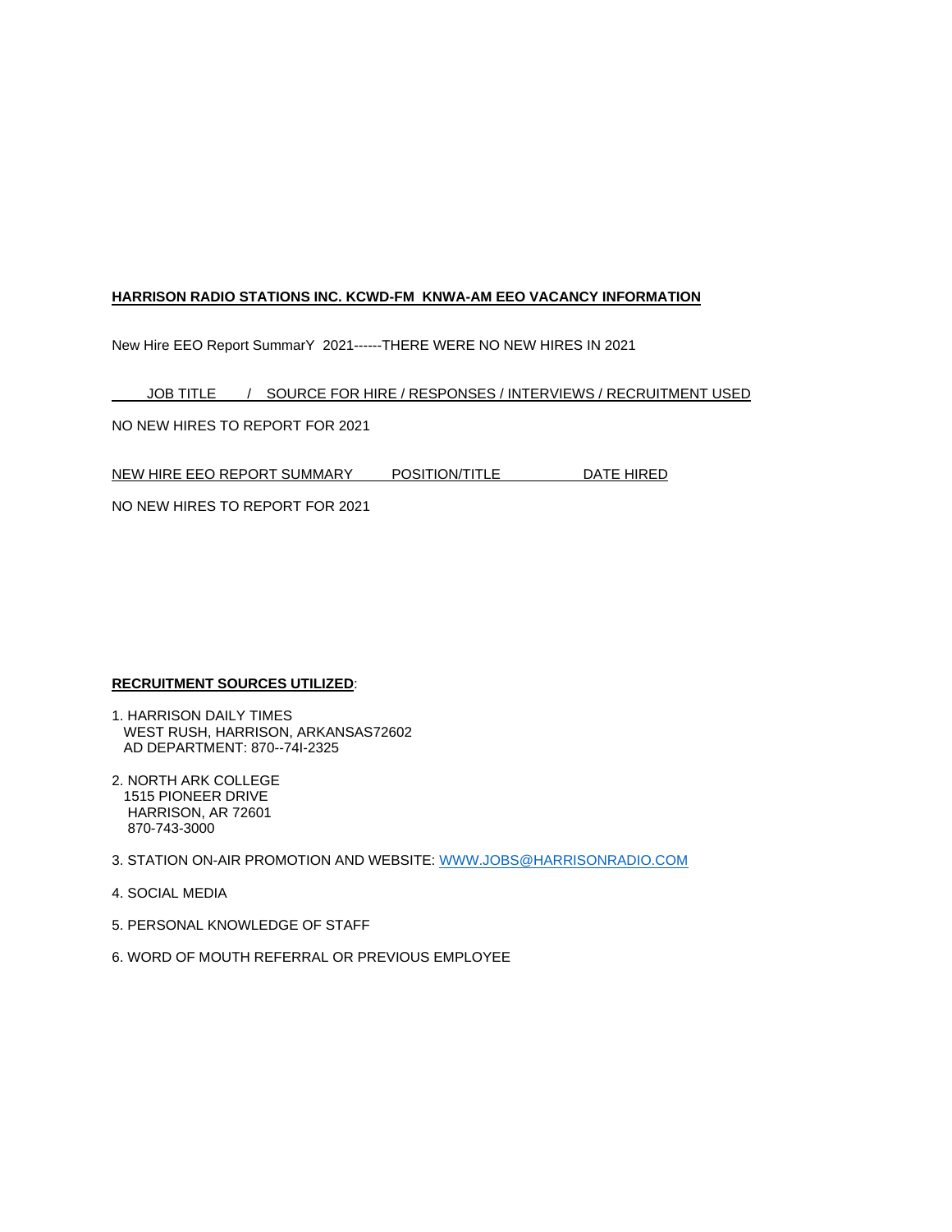**HARRISON RADIO STATIONS INC. KCWD-FM KNWA-AM EEO VACANCY INFORMATION**

New Hire EEO Report SummarY 2021------THERE WERE NO NEW HIRES IN 2021

JOB TITLE / SOURCE FOR HIRE / RESPONSES / INTERVIEWS / RECRUITMENT USED

NO NEW HIRES TO REPORT FOR 2021

NEW HIRE EEO REPORT SUMMARY POSITION/TITLE DATE HIRED

NO NEW HIRES TO REPORT FOR 2021

**RECRUITMENT SOURCES UTILIZED**:

1. HARRISON DAILY TIMES
   WEST RUSH, HARRISON, ARKANSAS72602
   AD DEPARTMENT: 870--74I-2325

2. NORTH ARK COLLEGE
   1515 PIONEER DRIVE
   HARRISON, AR 72601
   870-743-3000

3. STATION ON-AIR PROMOTION AND WEBSITE: WWW.JOBS@HARRISONRADIO.COM

4. SOCIAL MEDIA

5. PERSONAL KNOWLEDGE OF STAFF

6. WORD OF MOUTH REFERRAL OR PREVIOUS EMPLOYEE